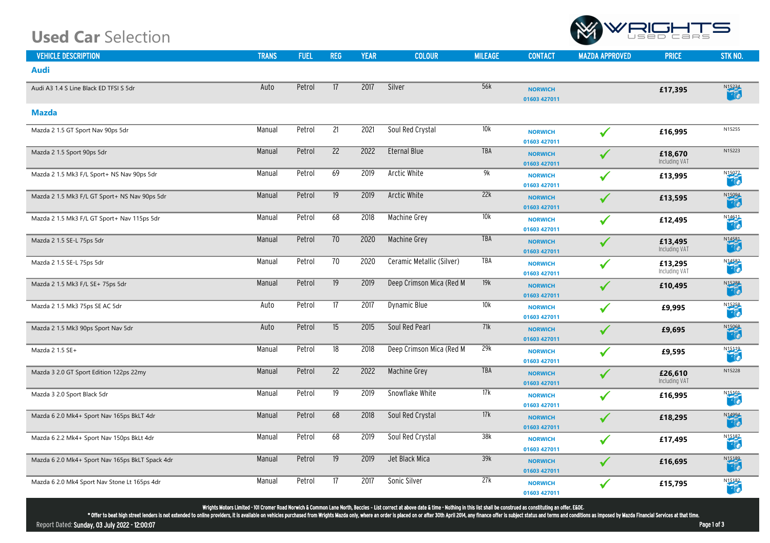# **Used Car** Selection

| VEHICLE DESCRIPTION | TRANS | FUEL | REG | YEAR | COLOUR | MILEAGE | CONTACT | MAZDA APPROVED | PRICE | STK NO. |
|---|---|---|---|---|---|---|---|---|---|---|
| **Audi** | | | | | | | | | | |
| Audi A3 1.4 S Line Black ED TFSI S 5dr | Auto | Petrol | 17 | 2017 | Silver | 56k | NORWICH 01603 427011 | | £17,395 | N15234 |
| **Mazda** | | | | | | | | | | |
| Mazda 2 1.5 GT Sport Nav 90ps 5dr | Manual | Petrol | 21 | 2021 | Soul Red Crystal | 10k | NORWICH 01603 427011 | ✓ | £16,995 | N15255 |
| Mazda 2 1.5 Sport 90ps 5dr | Manual | Petrol | 22 | 2022 | Eternal Blue | TBA | NORWICH 01603 427011 | ✓ | £18,670 Including VAT | N15223 |
| Mazda 2 1.5 Mk3 F/L Sport+ NS Nav 90ps 5dr | Manual | Petrol | 69 | 2019 | Arctic White | 9k | NORWICH 01603 427011 | ✓ | £13,995 | N15077 |
| Mazda 2 1.5 Mk3 F/L GT Sport+ NS Nav 90ps 5dr | Manual | Petrol | 19 | 2019 | Arctic White | 22k | NORWICH 01603 427011 | ✓ | £13,595 | N15094 |
| Mazda 2 1.5 Mk3 F/L GT Sport+ Nav 115ps 5dr | Manual | Petrol | 68 | 2018 | Machine Grey | 10k | NORWICH 01603 427011 | ✓ | £12,495 | N14611 |
| Mazda 2 1.5 SE-L 75ps 5dr | Manual | Petrol | 70 | 2020 | Machine Grey | TBA | NORWICH 01603 427011 | ✓ | £13,495 Including VAT | N14581 |
| Mazda 2 1.5 SE-L 75ps 5dr | Manual | Petrol | 70 | 2020 | Ceramic Metallic (Silver) | TBA | NORWICH 01603 427011 | ✓ | £13,295 Including VAT | N14582 |
| Mazda 2 1.5 Mk3 F/L SE+ 75ps 5dr | Manual | Petrol | 19 | 2019 | Deep Crimson Mica (Red M | 19k | NORWICH 01603 427011 | ✓ | £10,495 | N15288 |
| Mazda 2 1.5 Mk3 75ps SE AC 5dr | Auto | Petrol | 17 | 2017 | Dynamic Blue | 10k | NORWICH 01603 427011 | ✓ | £9,995 | N15258 |
| Mazda 2 1.5 Mk3 90ps Sport Nav 5dr | Auto | Petrol | 15 | 2015 | Soul Red Pearl | 71k | NORWICH 01603 427011 | ✓ | £9,695 | N15068 |
| Mazda 2 1.5 SE+ | Manual | Petrol | 18 | 2018 | Deep Crimson Mica (Red M | 29k | NORWICH 01603 427011 | ✓ | £9,595 | N15119 |
| Mazda 3 2.0 GT Sport Edition 122ps 22my | Manual | Petrol | 22 | 2022 | Machine Grey | TBA | NORWICH 01603 427011 | ✓ | £26,610 Including VAT | N15228 |
| Mazda 3 2.0 Sport Black 5dr | Manual | Petrol | 19 | 2019 | Snowflake White | 17k | NORWICH 01603 427011 | ✓ | £16,995 | N15101 |
| Mazda 6 2.0 Mk4+ Sport Nav 165ps BkLT 4dr | Manual | Petrol | 68 | 2018 | Soul Red Crystal | 17k | NORWICH 01603 427011 | ✓ | £18,295 | N14994 |
| Mazda 6 2.2 Mk4+ Sport Nav 150ps BkLt 4dr | Manual | Petrol | 68 | 2019 | Soul Red Crystal | 38k | NORWICH 01603 427011 | ✓ | £17,495 | N15187 |
| Mazda 6 2.0 Mk4+ Sport Nav 165ps BkLT Spack 4dr | Manual | Petrol | 19 | 2019 | Jet Black Mica | 39k | NORWICH 01603 427011 | ✓ | £16,695 | N15189 |
| Mazda 6 2.0 Mk4 Sport Nav Stone Lt 165ps 4dr | Manual | Petrol | 17 | 2017 | Sonic Silver | 27k | NORWICH 01603 427011 | ✓ | £15,795 | N15182 |

Wrights Motors Limited - 101 Cromer Road Norwich & Common Lane North, Beccles - List correct at above date & time - Nothing in this list shall be construed as constituting an offer. E&OE.

* Offer to beat high street lenders is not extended to online providers, it is available on vehicles purchased from Wrights Mazda only, where an order is placed on or after 30th April 2014, any finance offer is subject status and terms and conditions as imposed by Mazda Financial Services at that time.

Report Dated: **Sunday, 03 July 2022 - 12:00:07**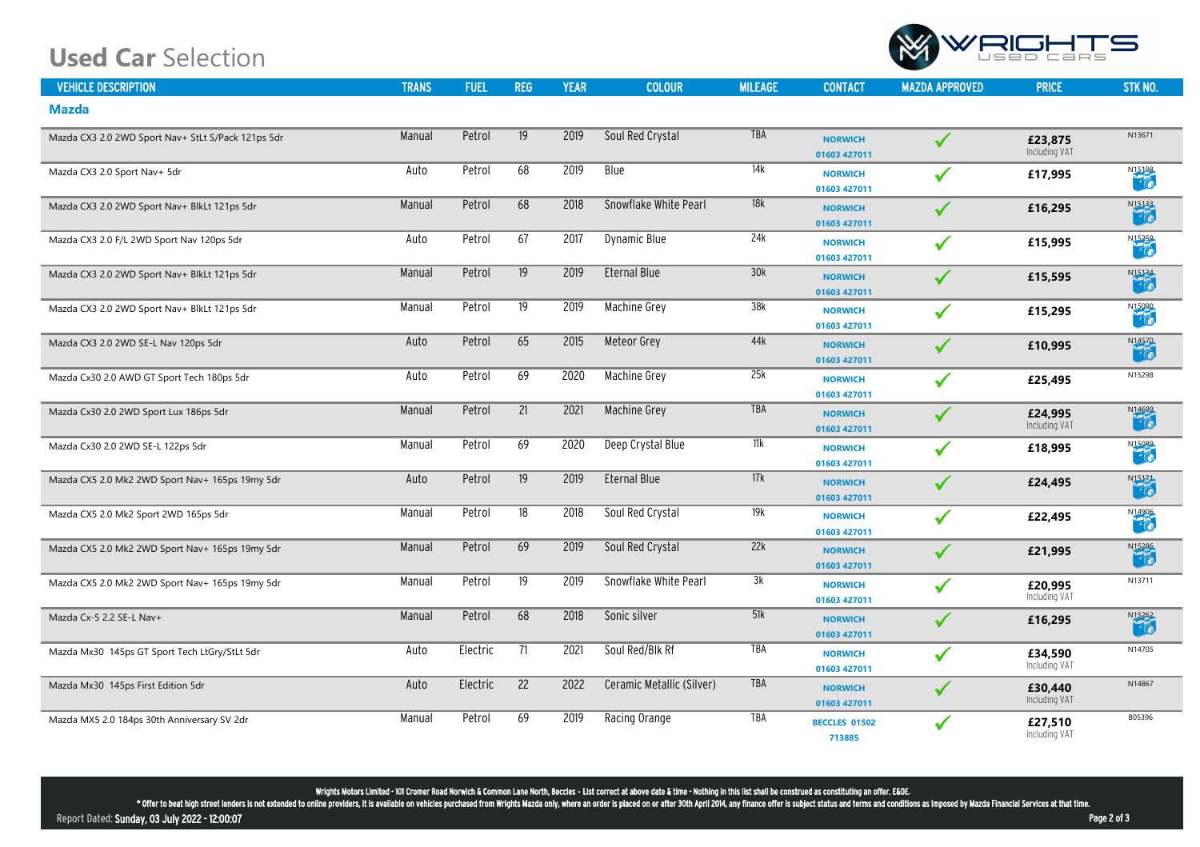# **Used Car** Selection

| VEHICLE DESCRIPTION | TRANS | FUEL | REG | YEAR | COLOUR | MILEAGE | CONTACT | MAZDA APPROVED | PRICE | STK NO. |
|---|---|---|---|---|---|---|---|---|---|---|
| **Mazda** | | | | | | | | | | |
| Mazda CX3 2.0 2WD Sport Nav+ StLt S/Pack 121ps 5dr | Manual | Petrol | 19 | 2019 | Soul Red Crystal | TBA | NORWICH 01603 427011 | ✓ | £23,875 Including VAT | N13671 |
| Mazda CX3 2.0 Sport Nav+ 5dr | Auto | Petrol | 68 | 2019 | Blue | 14k | NORWICH 01603 427011 | ✓ | £17,995 | N15198 |
| Mazda CX3 2.0 2WD Sport Nav+ BlkLt 121ps 5dr | Manual | Petrol | 68 | 2018 | Snowflake White Pearl | 18k | NORWICH 01603 427011 | ✓ | £16,295 | N15133 |
| Mazda CX3 2.0 F/L 2WD Sport Nav 120ps 5dr | Auto | Petrol | 67 | 2017 | Dynamic Blue | 24k | NORWICH 01603 427011 | ✓ | £15,995 | N15259 |
| Mazda CX3 2.0 2WD Sport Nav+ BlkLt 121ps 5dr | Manual | Petrol | 19 | 2019 | Eternal Blue | 30k | NORWICH 01603 427011 | ✓ | £15,595 | N15134 |
| Mazda CX3 2.0 2WD Sport Nav+ BlkLt 121ps 5dr | Manual | Petrol | 19 | 2019 | Machine Grey | 38k | NORWICH 01603 427011 | ✓ | £15,295 | N15090 |
| Mazda CX3 2.0 2WD SE-L Nav 120ps 5dr | Auto | Petrol | 65 | 2015 | Meteor Grey | 44k | NORWICH 01603 427011 | ✓ | £10,995 | N14570 |
| Mazda Cx30 2.0 AWD GT Sport Tech 180ps 5dr | Auto | Petrol | 69 | 2020 | Machine Grey | 25k | NORWICH 01603 427011 | ✓ | £25,495 | N15298 |
| Mazda Cx30 2.0 2WD Sport Lux 186ps 5dr | Manual | Petrol | 21 | 2021 | Machine Grey | TBA | NORWICH 01603 427011 | ✓ | £24,995 Including VAT | N14699 |
| Mazda Cx30 2.0 2WD SE-L 122ps 5dr | Manual | Petrol | 69 | 2020 | Deep Crystal Blue | 11k | NORWICH 01603 427011 | ✓ | £18,995 | N15089 |
| Mazda CX5 2.0 Mk2 2WD Sport Nav+ 165ps 19my 5dr | Auto | Petrol | 19 | 2019 | Eternal Blue | 17k | NORWICH 01603 427011 | ✓ | £24,495 | N15171 |
| Mazda CX5 2.0 Mk2 Sport 2WD 165ps 5dr | Manual | Petrol | 18 | 2018 | Soul Red Crystal | 19k | NORWICH 01603 427011 | ✓ | £22,495 | N14906 |
| Mazda CX5 2.0 Mk2 2WD Sport Nav+ 165ps 19my 5dr | Manual | Petrol | 69 | 2019 | Soul Red Crystal | 22k | NORWICH 01603 427011 | ✓ | £21,995 | N15286 |
| Mazda CX5 2.0 Mk2 2WD Sport Nav+ 165ps 19my 5dr | Manual | Petrol | 19 | 2019 | Snowflake White Pearl | 3k | NORWICH 01603 427011 | ✓ | £20,995 Including VAT | N13711 |
| Mazda Cx-5 2.2 SE-L Nav+ | Manual | Petrol | 68 | 2018 | Sonic silver | 51k | NORWICH 01603 427011 | ✓ | £16,295 | N15262 |
| Mazda Mx30 145ps GT Sport Tech LtGry/StLt 5dr | Auto | Electric | 71 | 2021 | Soul Red/Blk Rf | TBA | NORWICH 01603 427011 | ✓ | £34,590 Including VAT | N14705 |
| Mazda Mx30 145ps First Edition 5dr | Auto | Electric | 22 | 2022 | Ceramic Metallic (Silver) | TBA | NORWICH 01603 427011 | ✓ | £30,440 Including VAT | N14867 |
| Mazda MX5 2.0 184ps 30th Anniversary SV 2dr | Manual | Petrol | 69 | 2019 | Racing Orange | TBA | BECCLES 01502 713885 | ✓ | £27,510 Including VAT | B05396 |

Wrights Motors Limited - 101 Cromer Road Norwich & Common Lane North, Beccles - List correct at above date & time - Nothing in this list shall be construed as constituting an offer. E&OE.

* Offer to beat high street lenders is not extended to online providers, it is available on vehicles purchased from Wrights Mazda only, where an order is placed on or after 30th April 2014, any finance offer is subject status and terms and conditions as imposed by Mazda Financial Services at that time.

Report Dated: **Sunday, 03 July 2022 - 12:00:07**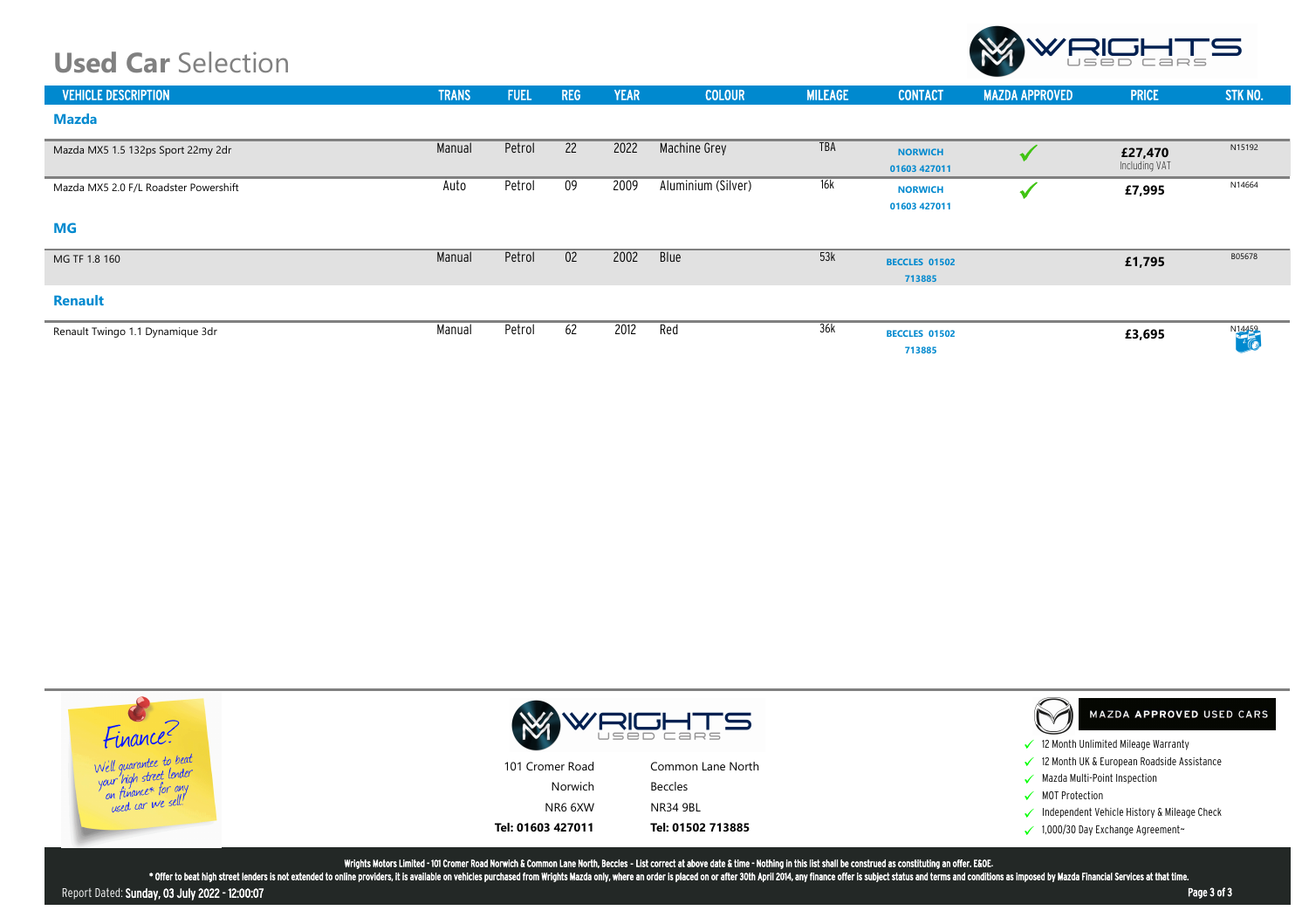# **Used Car** Selection

| VEHICLE DESCRIPTION | TRANS | FUEL | REG | YEAR | COLOUR | MILEAGE | CONTACT | MAZDA APPROVED | PRICE | STK NO. |
|---|---|---|---|---|---|---|---|---|---|---|
| **Mazda** | | | | | | | | | | |
| Mazda MX5 1.5 132ps Sport 22my 2dr | Manual | Petrol | 22 | 2022 | Machine Grey | TBA | NORWICH 01603 427011 | ✓ | £27,470 Including VAT | N15192 |
| Mazda MX5 2.0 F/L Roadster Powershift | Auto | Petrol | 09 | 2009 | Aluminium (Silver) | 16k | NORWICH 01603 427011 | ✓ | £7,995 | N14664 |
| **MG** | | | | | | | | | | |
| MG TF 1.8 160 | Manual | Petrol | 02 | 2002 | Blue | 53k | BECCLES 01502 713885 | | £1,795 | B05678 |
| **Renault** | | | | | | | | | | |
| Renault Twingo 1.1 Dynamique 3dr | Manual | Petrol | 62 | 2012 | Red | 36k | BECCLES 01502 713885 | | £3,695 | N14459 |

Finance? We'll guarantee to beat your high street lender on finance* for any used car we sell!

WRIGHTS USED CARS

101 Cromer Road
Norwich
NR6 6XW
**Tel: 01603 427011**

Common Lane North
Beccles
NR34 9BL
**Tel: 01502 713885**

**MAZDA APPROVED** USED CARS

- ✓ 12 Month Unlimited Mileage Warranty
- ✓ 12 Month UK & European Roadside Assistance
- ✓ Mazda Multi-Point Inspection
- ✓ MOT Protection
- ✓ Independent Vehicle History & Mileage Check
- ✓ 1,000/30 Day Exchange Agreement~

Wrights Motors Limited - 101 Cromer Road Norwich & Common Lane North, Beccles - List correct at above date & time - Nothing in this list shall be construed as constituting an offer. E&OE.

* Offer to beat high street lenders is not extended to online providers, it is available on vehicles purchased from Wrights Mazda only, where an order is placed on or after 30th April 2014, any finance offer is subject status and terms and conditions as imposed by Mazda Financial Services at that time.

Report Dated: **Sunday, 03 July 2022 - 12:00:07**